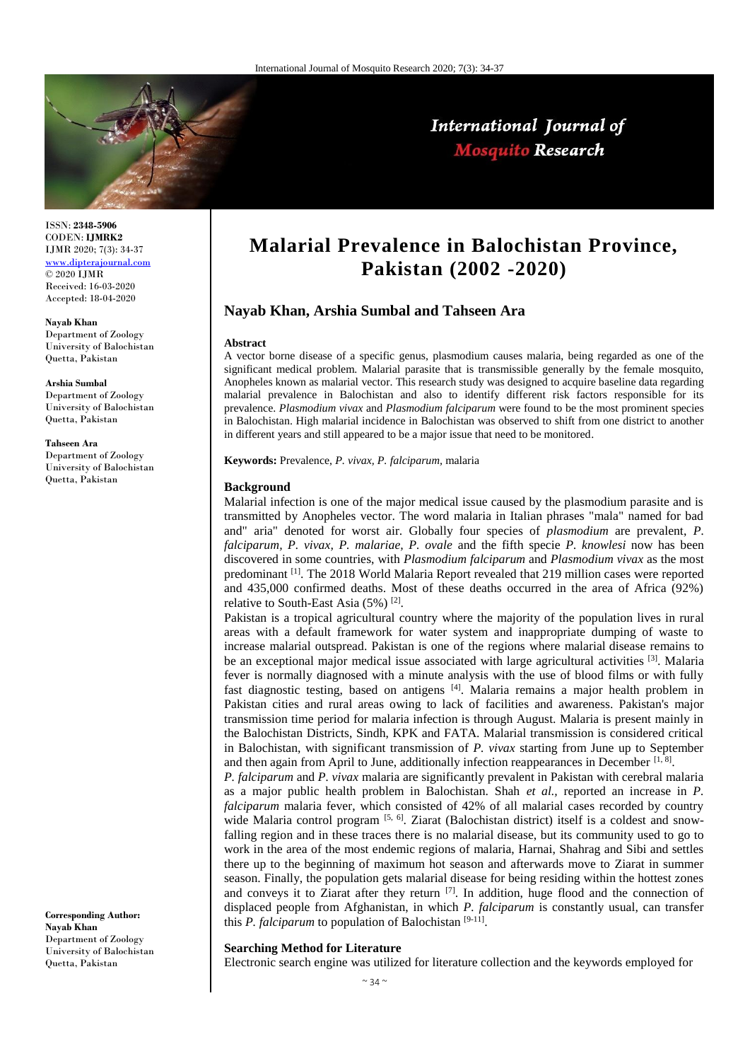ISSN: **2348-5906**
CODEN: **IJMRK2**
IJMR 2020; 7(3): 34-37
www.dipterajournal.com
© 2020 IJMR
Received: 16-03-2020
Accepted: 18-04-2020

**Nayab Khan**
Department of Zoology
University of Balochistan
Quetta, Pakistan

**Arshia Sumbal**
Department of Zoology
University of Balochistan
Quetta, Pakistan

**Tahseen Ara**
Department of Zoology
University of Balochistan
Quetta, Pakistan

**Corresponding Author:**
**Nayab Khan**
Department of Zoology
University of Balochistan
Quetta, Pakistan

# Malarial Prevalence in Balochistan Province, Pakistan (2002 -2020)

## Nayab Khan, Arshia Sumbal and Tahseen Ara

### Abstract

A vector borne disease of a specific genus, plasmodium causes malaria, being regarded as one of the significant medical problem. Malarial parasite that is transmissible generally by the female mosquito, Anopheles known as malarial vector. This research study was designed to acquire baseline data regarding malarial prevalence in Balochistan and also to identify different risk factors responsible for its prevalence. *Plasmodium vivax* and *Plasmodium falciparum* were found to be the most prominent species in Balochistan. High malarial incidence in Balochistan was observed to shift from one district to another in different years and still appeared to be a major issue that need to be monitored.

**Keywords:** Prevalence, *P. vivax*, *P. falciparum*, malaria

### Background

Malarial infection is one of the major medical issue caused by the plasmodium parasite and is transmitted by Anopheles vector. The word malaria in Italian phrases "mala" named for bad and" aria" denoted for worst air. Globally four species of *plasmodium* are prevalent, *P. falciparum, P. vivax, P. malariae, P. ovale* and the fifth specie *P. knowlesi* now has been discovered in some countries, with *Plasmodium falciparum* and *Plasmodium vivax* as the most predominant [1]. The 2018 World Malaria Report revealed that 219 million cases were reported and 435,000 confirmed deaths. Most of these deaths occurred in the area of Africa (92%) relative to South-East Asia (5%) [2].

Pakistan is a tropical agricultural country where the majority of the population lives in rural areas with a default framework for water system and inappropriate dumping of waste to increase malarial outspread. Pakistan is one of the regions where malarial disease remains to be an exceptional major medical issue associated with large agricultural activities [3]. Malaria fever is normally diagnosed with a minute analysis with the use of blood films or with fully fast diagnostic testing, based on antigens [4]. Malaria remains a major health problem in Pakistan cities and rural areas owing to lack of facilities and awareness. Pakistan's major transmission time period for malaria infection is through August. Malaria is present mainly in the Balochistan Districts, Sindh, KPK and FATA. Malarial transmission is considered critical in Balochistan, with significant transmission of *P. vivax* starting from June up to September and then again from April to June, additionally infection reappearances in December [1, 8].

*P. falciparum* and *P. vivax* malaria are significantly prevalent in Pakistan with cerebral malaria as a major public health problem in Balochistan. Shah *et al.,* reported an increase in *P. falciparum* malaria fever, which consisted of 42% of all malarial cases recorded by country wide Malaria control program [5, 6]. Ziarat (Balochistan district) itself is a coldest and snow-falling region and in these traces there is no malarial disease, but its community used to go to work in the area of the most endemic regions of malaria, Harnai, Shahrag and Sibi and settles there up to the beginning of maximum hot season and afterwards move to Ziarat in summer season. Finally, the population gets malarial disease for being residing within the hottest zones and conveys it to Ziarat after they return [7]. In addition, huge flood and the connection of displaced people from Afghanistan, in which *P. falciparum* is constantly usual, can transfer this *P. falciparum* to population of Balochistan [9-11].

### Searching Method for Literature

Electronic search engine was utilized for literature collection and the keywords employed for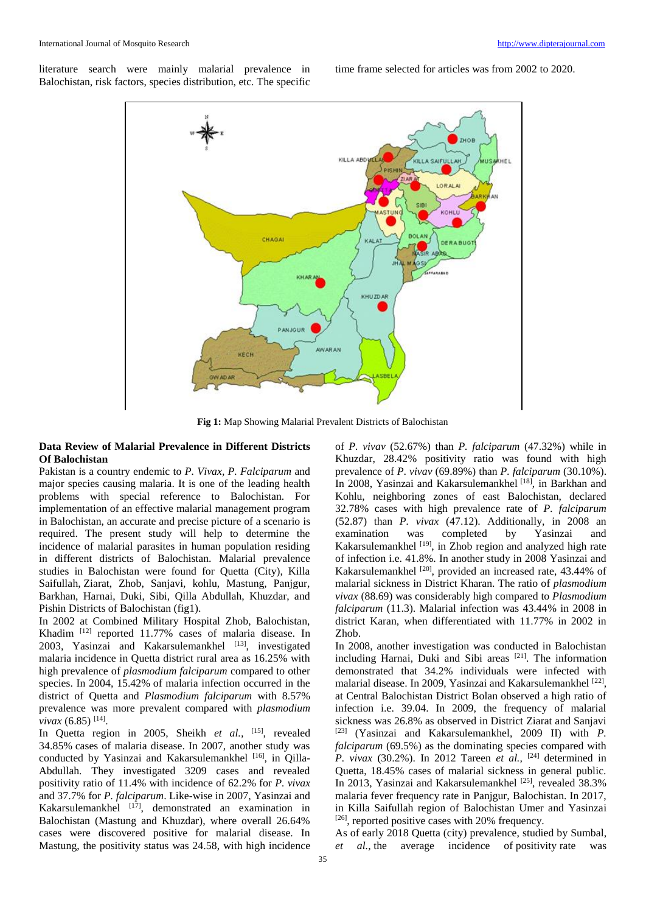literature search were mainly malarial prevalence in Balochistan, risk factors, species distribution, etc. The specific time frame selected for articles was from 2002 to 2020.

**Fig 1:** Map Showing Malarial Prevalent Districts of Balochistan

### Data Review of Malarial Prevalence in Different Districts Of Balochistan

Pakistan is a country endemic to *P. Vivax*, *P. Falciparum* and major species causing malaria. It is one of the leading health problems with special reference to Balochistan. For implementation of an effective malarial management program in Balochistan, an accurate and precise picture of a scenario is required. The present study will help to determine the incidence of malarial parasites in human population residing in different districts of Balochistan. Malarial prevalence studies in Balochistan were found for Quetta (City), Killa Saifullah, Ziarat, Zhob, Sanjavi, kohlu, Mastung, Panjgur, Barkhan, Harnai, Duki, Sibi, Qilla Abdullah, Khuzdar, and Pishin Districts of Balochistan (fig1).

In 2002 at Combined Military Hospital Zhob, Balochistan, Khadim [12] reported 11.77% cases of malaria disease. In 2003, Yasinzai and Kakarsulemankhel [13], investigated malaria incidence in Quetta district rural area as 16.25% with high prevalence of *plasmodium falciparum* compared to other species. In 2004, 15.42% of malaria infection occurred in the district of Quetta and *Plasmodium falciparum* with 8.57% prevalence was more prevalent compared with *plasmodium vivax* (6.85) [14].

In Quetta region in 2005, Sheikh *et al.,* [15], revealed 34.85% cases of malaria disease. In 2007, another study was conducted by Yasinzai and Kakarsulemankhel [16], in Qilla-Abdullah. They investigated 3209 cases and revealed positivity ratio of 11.4% with incidence of 62.2% for *P. vivax* and 37.7% for *P. falciparum*. Like-wise in 2007, Yasinzai and Kakarsulemankhel [17], demonstrated an examination in Balochistan (Mastung and Khuzdar), where overall 26.64% cases were discovered positive for malarial disease. In Mastung, the positivity status was 24.58, with high incidence of *P. vivax* (52.67%) than *P. falciparum* (47.32%) while in Khuzdar, 28.42% positivity ratio was found with high prevalence of *P. vivax* (69.89%) than *P. falciparum* (30.10%). In 2008, Yasinzai and Kakarsulemankhel [18], in Barkhan and Kohlu, neighboring zones of east Balochistan, declared 32.78% cases with high prevalence rate of *P. falciparum* (52.87) than *P. vivax* (47.12). Additionally, in 2008 an examination was completed by Yasinzai and Kakarsulemankhel [19], in Zhob region and analyzed high rate of infection i.e. 41.8%. In another study in 2008 Yasinzai and Kakarsulemankhel [20], provided an increased rate, 43.44% of malarial sickness in District Kharan. The ratio of *plasmodium vivax* (88.69) was considerably high compared to *Plasmodium falciparum* (11.3). Malarial infection was 43.44% in 2008 in district Karan, when differentiated with 11.77% in 2002 in Zhob.

In 2008, another investigation was conducted in Balochistan including Harnai, Duki and Sibi areas [21]. The information demonstrated that 34.2% individuals were infected with malarial disease. In 2009, Yasinzai and Kakarsulemankhel [22], at Central Balochistan District Bolan observed a high ratio of infection i.e. 39.04. In 2009, the frequency of malarial [23] (Yasinzai and Kakarsulemankhel, 2009 II) with *P. falciparum* (69.5%) as the dominating species compared with *P. vivax* (30.2%). In 2012 Tareen *et al.,* [24] determined in Quetta, 18.45% cases of malarial sickness in general public. In 2013, Yasinzai and Kakarsulemankhel [25], revealed 38.3% malaria fever frequency rate in Panjgur, Balochistan. In 2017, in Killa Saifullah region of Balochistan Umer and Yasinzai [26], reported positive cases with 20% frequency.

sickness was 26.8% as observed in District Ziarat and Sanjavi

As of early 2018 Quetta (city) prevalence, studied by Sumbal, *et al.*, the average incidence of positivity rate was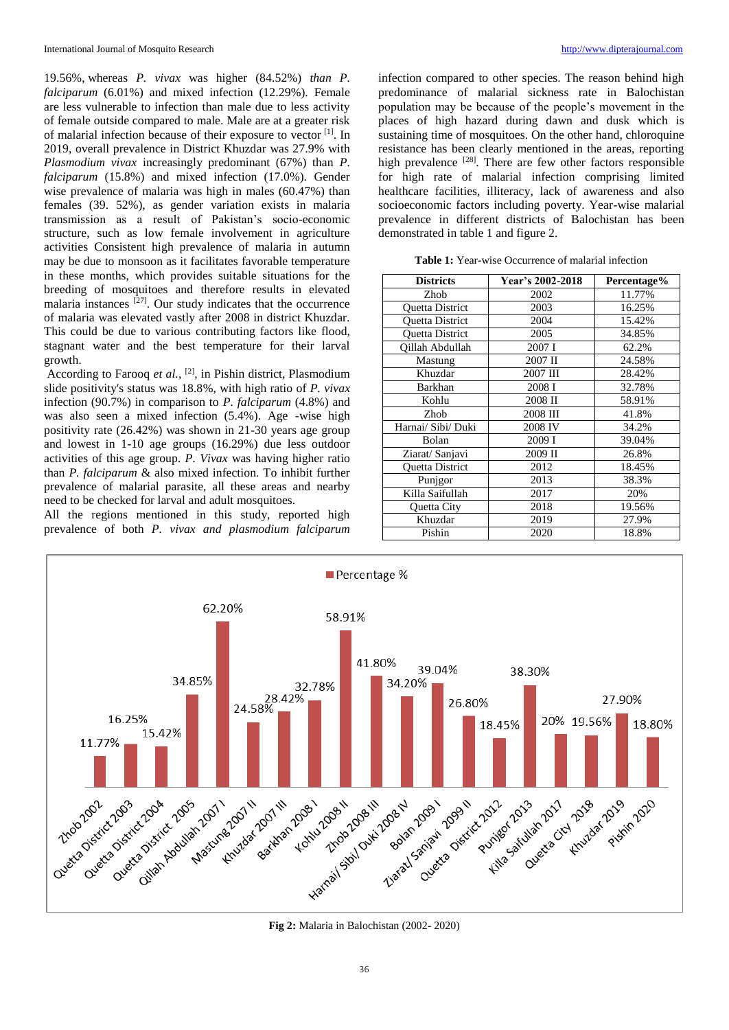19.56%, whereas *P. vivax* was higher (84.52%) *than P. falciparum* (6.01%) and mixed infection (12.29%). Female are less vulnerable to infection than male due to less activity of female outside compared to male. Male are at a greater risk of malarial infection because of their exposure to vector [1]. In 2019, overall prevalence in District Khuzdar was 27.9% with *Plasmodium vivax* increasingly predominant (67%) than *P. falciparum* (15.8%) and mixed infection (17.0%). Gender wise prevalence of malaria was high in males (60.47%) than females (39. 52%), as gender variation exists in malaria transmission as a result of Pakistan's socio-economic structure, such as low female involvement in agriculture activities Consistent high prevalence of malaria in autumn may be due to monsoon as it facilitates favorable temperature in these months, which provides suitable situations for the breeding of mosquitoes and therefore results in elevated malaria instances [27]. Our study indicates that the occurrence of malaria was elevated vastly after 2008 in district Khuzdar. This could be due to various contributing factors like flood, stagnant water and the best temperature for their larval growth.

According to Farooq *et al.,* [2], in Pishin district, Plasmodium slide positivity's status was 18.8%, with high ratio of *P. vivax* infection (90.7%) in comparison to *P. falciparum* (4.8%) and was also seen a mixed infection (5.4%). Age -wise high positivity rate (26.42%) was shown in 21-30 years age group and lowest in 1-10 age groups (16.29%) due less outdoor activities of this age group. *P. Vivax* was having higher ratio than *P. falciparum* & also mixed infection. To inhibit further prevalence of malarial parasite, all these areas and nearby need to be checked for larval and adult mosquitoes.

All the regions mentioned in this study, reported high prevalence of both *P. vivax and plasmodium falciparum* infection compared to other species. The reason behind high predominance of malarial sickness rate in Balochistan population may be because of the people's movement in the places of high hazard during dawn and dusk which is sustaining time of mosquitoes. On the other hand, chloroquine resistance has been clearly mentioned in the areas, reporting high prevalence [28]. There are few other factors responsible for high rate of malarial infection comprising limited healthcare facilities, illiteracy, lack of awareness and also socioeconomic factors including poverty. Year-wise malarial prevalence in different districts of Balochistan has been demonstrated in table 1 and figure 2.

**Table 1:** Year-wise Occurrence of malarial infection

| Districts | Year's 2002-2018 | Percentage% |
|---|---|---|
| Zhob | 2002 | 11.77% |
| Quetta District | 2003 | 16.25% |
| Quetta District | 2004 | 15.42% |
| Quetta District | 2005 | 34.85% |
| Qillah Abdullah | 2007 I | 62.2% |
| Mastung | 2007 II | 24.58% |
| Khuzdar | 2007 III | 28.42% |
| Barkhan | 2008 I | 32.78% |
| Kohlu | 2008 II | 58.91% |
| Zhob | 2008 III | 41.8% |
| Harnai/ Sibi/ Duki | 2008 IV | 34.2% |
| Bolan | 2009 I | 39.04% |
| Ziarat/ Sanjavi | 2009 II | 26.8% |
| Quetta District | 2012 | 18.45% |
| Punjgor | 2013 | 38.3% |
| Killa Saifullah | 2017 | 20% |
| Quetta City | 2018 | 19.56% |
| Khuzdar | 2019 | 27.9% |
| Pishin | 2020 | 18.8% |

**Fig 2:** Malaria in Balochistan (2002- 2020)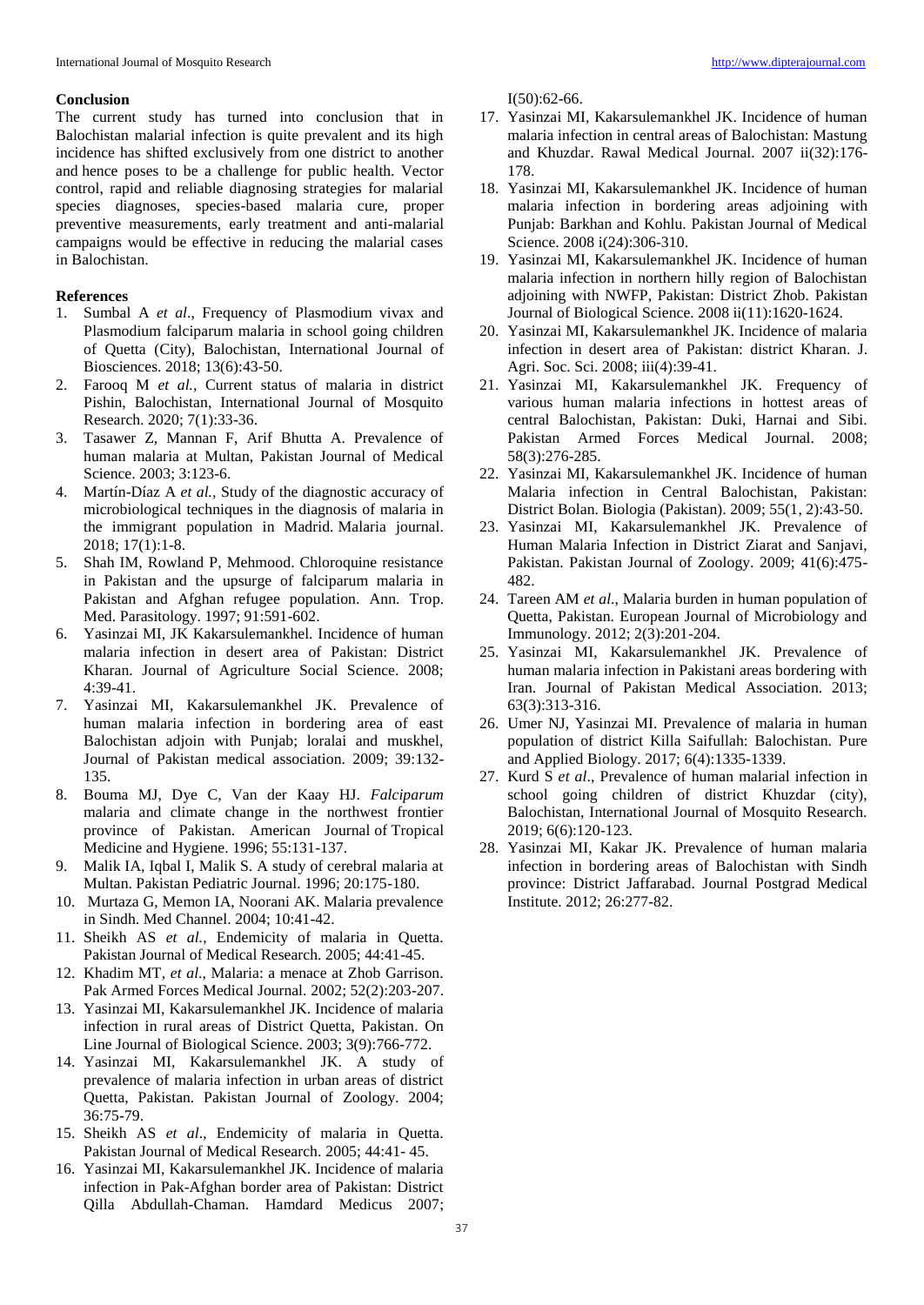## Conclusion

The current study has turned into conclusion that in Balochistan malarial infection is quite prevalent and its high incidence has shifted exclusively from one district to another and hence poses to be a challenge for public health. Vector control, rapid and reliable diagnosing strategies for malarial species diagnoses, species-based malaria cure, proper preventive measurements, early treatment and anti-malarial campaigns would be effective in reducing the malarial cases in Balochistan.

## References

1. Sumbal A *et al*., Frequency of Plasmodium vivax and Plasmodium falciparum malaria in school going children of Quetta (City), Balochistan, International Journal of Biosciences. 2018; 13(6):43-50.
2. Farooq M *et al.*, Current status of malaria in district Pishin, Balochistan, International Journal of Mosquito Research. 2020; 7(1):33-36.
3. Tasawer Z, Mannan F, Arif Bhutta A. Prevalence of human malaria at Multan, Pakistan Journal of Medical Science. 2003; 3:123-6.
4. Martín-Díaz A *et al.*, Study of the diagnostic accuracy of microbiological techniques in the diagnosis of malaria in the immigrant population in Madrid. Malaria journal. 2018; 17(1):1-8.
5. Shah IM, Rowland P, Mehmood. Chloroquine resistance in Pakistan and the upsurge of falciparum malaria in Pakistan and Afghan refugee population. Ann. Trop. Med. Parasitology. 1997; 91:591-602.
6. Yasinzai MI, JK Kakarsulemankhel. Incidence of human malaria infection in desert area of Pakistan: District Kharan. Journal of Agriculture Social Science. 2008; 4:39-41.
7. Yasinzai MI, Kakarsulemankhel JK. Prevalence of human malaria infection in bordering area of east Balochistan adjoin with Punjab; loralai and muskhel, Journal of Pakistan medical association. 2009; 39:132-135.
8. Bouma MJ, Dye C, Van der Kaay HJ. *Falciparum* malaria and climate change in the northwest frontier province of Pakistan. American Journal of Tropical Medicine and Hygiene. 1996; 55:131-137.
9. Malik IA, Iqbal I, Malik S. A study of cerebral malaria at Multan. Pakistan Pediatric Journal. 1996; 20:175-180.
10. Murtaza G, Memon IA, Noorani AK. Malaria prevalence in Sindh. Med Channel. 2004; 10:41-42.
11. Sheikh AS *et al.,* Endemicity of malaria in Quetta. Pakistan Journal of Medical Research. 2005; 44:41-45.
12. Khadim MT, *et al*., Malaria: a menace at Zhob Garrison. Pak Armed Forces Medical Journal. 2002; 52(2):203-207.
13. Yasinzai MI, Kakarsulemankhel JK. Incidence of malaria infection in rural areas of District Quetta, Pakistan. On Line Journal of Biological Science. 2003; 3(9):766-772.
14. Yasinzai MI, Kakarsulemankhel JK. A study of prevalence of malaria infection in urban areas of district Quetta, Pakistan. Pakistan Journal of Zoology. 2004; 36:75-79.
15. Sheikh AS *et al*., Endemicity of malaria in Quetta. Pakistan Journal of Medical Research. 2005; 44:41- 45.
16. Yasinzai MI, Kakarsulemankhel JK. Incidence of malaria infection in Pak-Afghan border area of Pakistan: District Qilla Abdullah-Chaman. Hamdard Medicus 2007; I(50):62-66.
17. Yasinzai MI, Kakarsulemankhel JK. Incidence of human malaria infection in central areas of Balochistan: Mastung and Khuzdar. Rawal Medical Journal. 2007 ii(32):176-178.
18. Yasinzai MI, Kakarsulemankhel JK. Incidence of human malaria infection in bordering areas adjoining with Punjab: Barkhan and Kohlu. Pakistan Journal of Medical Science. 2008 i(24):306-310.
19. Yasinzai MI, Kakarsulemankhel JK. Incidence of human malaria infection in northern hilly region of Balochistan adjoining with NWFP, Pakistan: District Zhob. Pakistan Journal of Biological Science. 2008 ii(11):1620-1624.
20. Yasinzai MI, Kakarsulemankhel JK. Incidence of malaria infection in desert area of Pakistan: district Kharan. J. Agri. Soc. Sci. 2008; iii(4):39-41.
21. Yasinzai MI, Kakarsulemankhel JK. Frequency of various human malaria infections in hottest areas of central Balochistan, Pakistan: Duki, Harnai and Sibi. Pakistan Armed Forces Medical Journal. 2008; 58(3):276-285.
22. Yasinzai MI, Kakarsulemankhel JK. Incidence of human Malaria infection in Central Balochistan, Pakistan: District Bolan. Biologia (Pakistan). 2009; 55(1, 2):43-50.
23. Yasinzai MI, Kakarsulemankhel JK. Prevalence of Human Malaria Infection in District Ziarat and Sanjavi, Pakistan. Pakistan Journal of Zoology. 2009; 41(6):475-482.
24. Tareen AM *et al*., Malaria burden in human population of Quetta, Pakistan. European Journal of Microbiology and Immunology. 2012; 2(3):201-204.
25. Yasinzai MI, Kakarsulemankhel JK. Prevalence of human malaria infection in Pakistani areas bordering with Iran. Journal of Pakistan Medical Association. 2013; 63(3):313-316.
26. Umer NJ, Yasinzai MI. Prevalence of malaria in human population of district Killa Saifullah: Balochistan. Pure and Applied Biology. 2017; 6(4):1335-1339.
27. Kurd S *et al*., Prevalence of human malarial infection in school going children of district Khuzdar (city), Balochistan, International Journal of Mosquito Research. 2019; 6(6):120-123.
28. Yasinzai MI, Kakar JK. Prevalence of human malaria infection in bordering areas of Balochistan with Sindh province: District Jaffarabad. Journal Postgrad Medical Institute. 2012; 26:277-82.